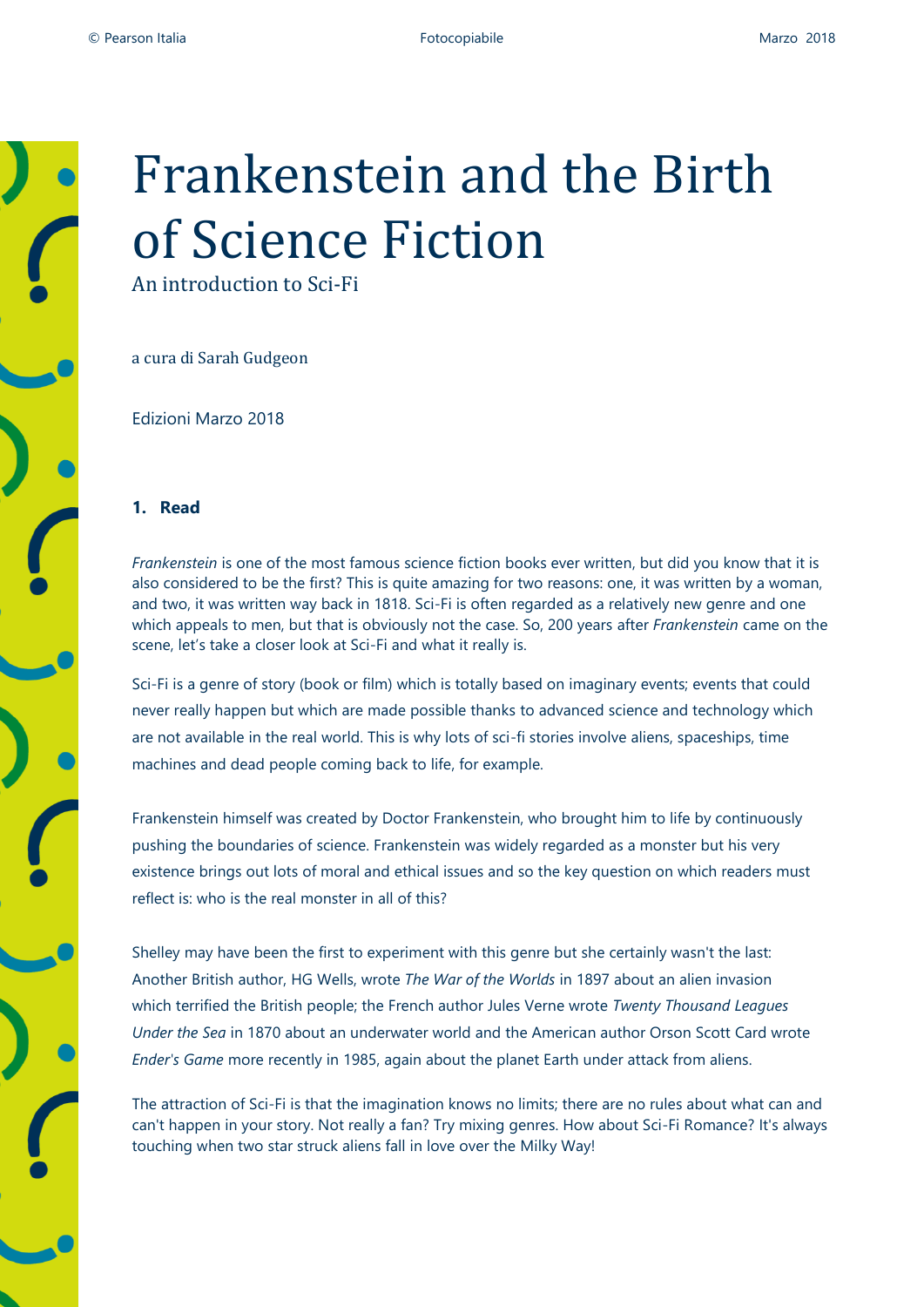# Frankenstein and the Birth of Science Fiction

An introduction to Sci-Fi

a cura di Sarah Gudgeon

Edizioni Marzo 2018

### 1. Read

*Frankenstein* is one of the most famous science fiction books ever written, but did you know that it is also considered to be the first? This is quite amazing for two reasons: one, it was written by a woman, and two, it was written way back in 1818. Sci-Fi is often regarded as a relatively new genre and one which appeals to men, but that is obviously not the case. So, 200 years after *Frankenstein* came on the scene, let's take a closer look at Sci-Fi and what it really is.

Sci-Fi is a genre of story (book or film) which is totally based on imaginary events; events that could never really happen but which are made possible thanks to advanced science and technology which are not available in the real world. This is why lots of sci-fi stories involve aliens, spaceships, time machines and dead people coming back to life, for example.

Frankenstein himself was created by Doctor Frankenstein, who brought him to life by continuously pushing the boundaries of science. Frankenstein was widely regarded as a monster but his very existence brings out lots of moral and ethical issues and so the key question on which readers must reflect is: who is the real monster in all of this?

Shelley may have been the first to experiment with this genre but she certainly wasn't the last: Another British author, HG Wells, wrote *The War of the Worlds* in 1897 about an alien invasion which terrified the British people; the French author Jules Verne wrote *Twenty Thousand Leagues Under the Sea* in 1870 about an underwater world and the American author Orson Scott Card wrote *Ender's Game* more recently in 1985, again about the planet Earth under attack from aliens.

The attraction of Sci-Fi is that the imagination knows no limits; there are no rules about what can and can't happen in your story. Not really a fan? Try mixing genres. How about Sci-Fi Romance? It's always touching when two star struck aliens fall in love over the Milky Way!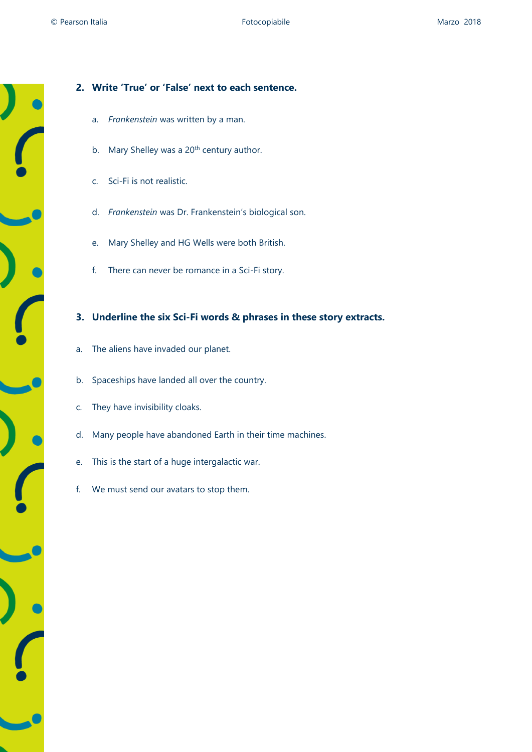## 2. Write 'True' or 'False' next to each sentence.

a. *Frankenstein* was written by a man.

b. Mary Shelley was a $20^{th}$ century author.

c. Sci-Fi is not realistic.

d. *Frankenstein* was Dr. Frankenstein's biological son.

e. Mary Shelley and HG Wells were both British.

f. There can never be romance in a Sci-Fi story.

## 3. Underline the six Sci-Fi words & phrases in these story extracts.

a. The aliens have invaded our planet.

b. Spaceships have landed all over the country.

c. They have invisibility cloaks.

d. Many people have abandoned Earth in their time machines.

e. This is the start of a huge intergalactic war.

f. We must send our avatars to stop them.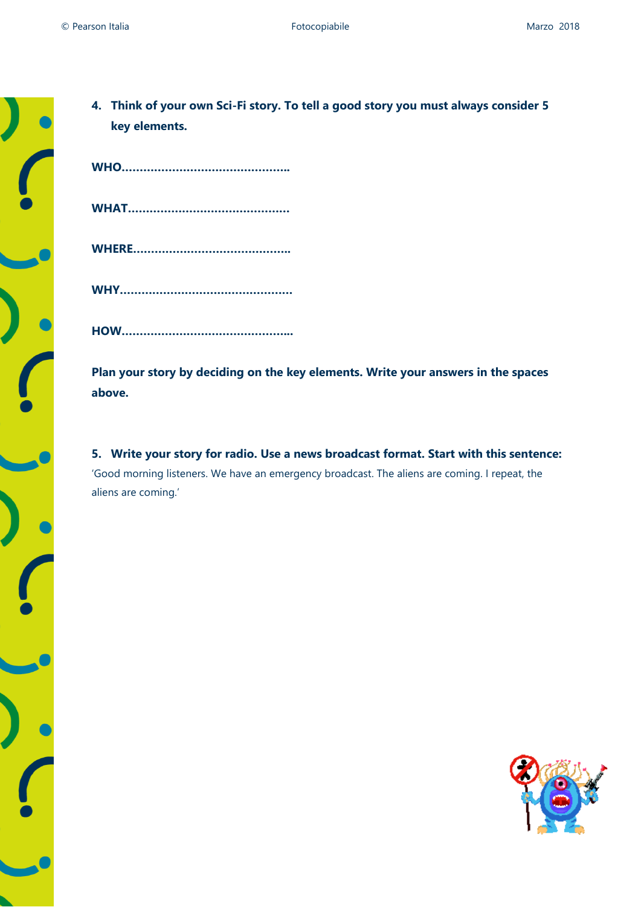**4. Think of your own Sci-Fi story. To tell a good story you must always consider 5 key elements.**

**WHO…………………………………………..**

**WHAT………………………………………..**

**WHERE………………………………………**

**WHY………………………………………….**

**HOW…………………………………………..**

**Plan your story by deciding on the key elements. Write your answers in the spaces above.**

**5. Write your story for radio. Use a news broadcast format. Start with this sentence:**
'Good morning listeners. We have an emergency broadcast. The aliens are coming. I repeat, the aliens are coming.'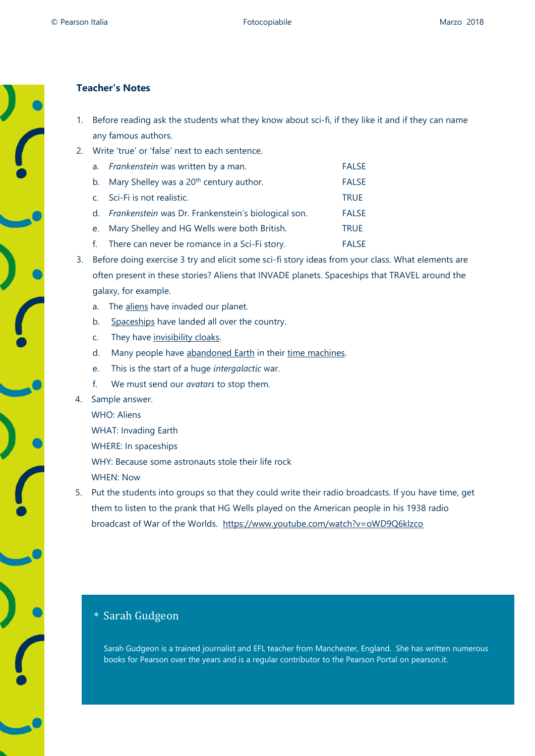**Teacher's Notes**

1. Before reading ask the students what they know about sci-fi, if they like it and if they can name any famous authors.
2. Write 'true' or 'false' next to each sentence.
   a. *Frankenstein* was written by a man. FALSE
   b. Mary Shelley was a 20th century author. FALSE
   c. Sci-Fi is not realistic. TRUE
   d. *Frankenstein* was Dr. Frankenstein's biological son. FALSE
   e. Mary Shelley and HG Wells were both British. TRUE
   f. There can never be romance in a Sci-Fi story. FALSE
3. Before doing exercise 3 try and elicit some sci-fi story ideas from your class. What elements are often present in these stories? Aliens that INVADE planets. Spaceships that TRAVEL around the galaxy, for example.
   a. The aliens have invaded our planet.
   b. Spaceships have landed all over the country.
   c. They have invisibility cloaks.
   d. Many people have abandoned Earth in their time machines.
   e. This is the start of a huge *intergalactic* war.
   f. We must send our *avatars* to stop them.
4. Sample answer.
   WHO: Aliens
   WHAT: Invading Earth
   WHERE: In spaceships
   WHY: Because some astronauts stole their life rock
   WHEN: Now
5. Put the students into groups so that they could write their radio broadcasts. If you have time, get them to listen to the prank that HG Wells played on the American people in his 1938 radio broadcast of War of the Worlds. https://www.youtube.com/watch?v=oWD9Q6klzco

\* Sarah Gudgeon

Sarah Gudgeon is a trained journalist and EFL teacher from Manchester, England. She has written numerous books for Pearson over the years and is a regular contributor to the Pearson Portal on pearson.it.